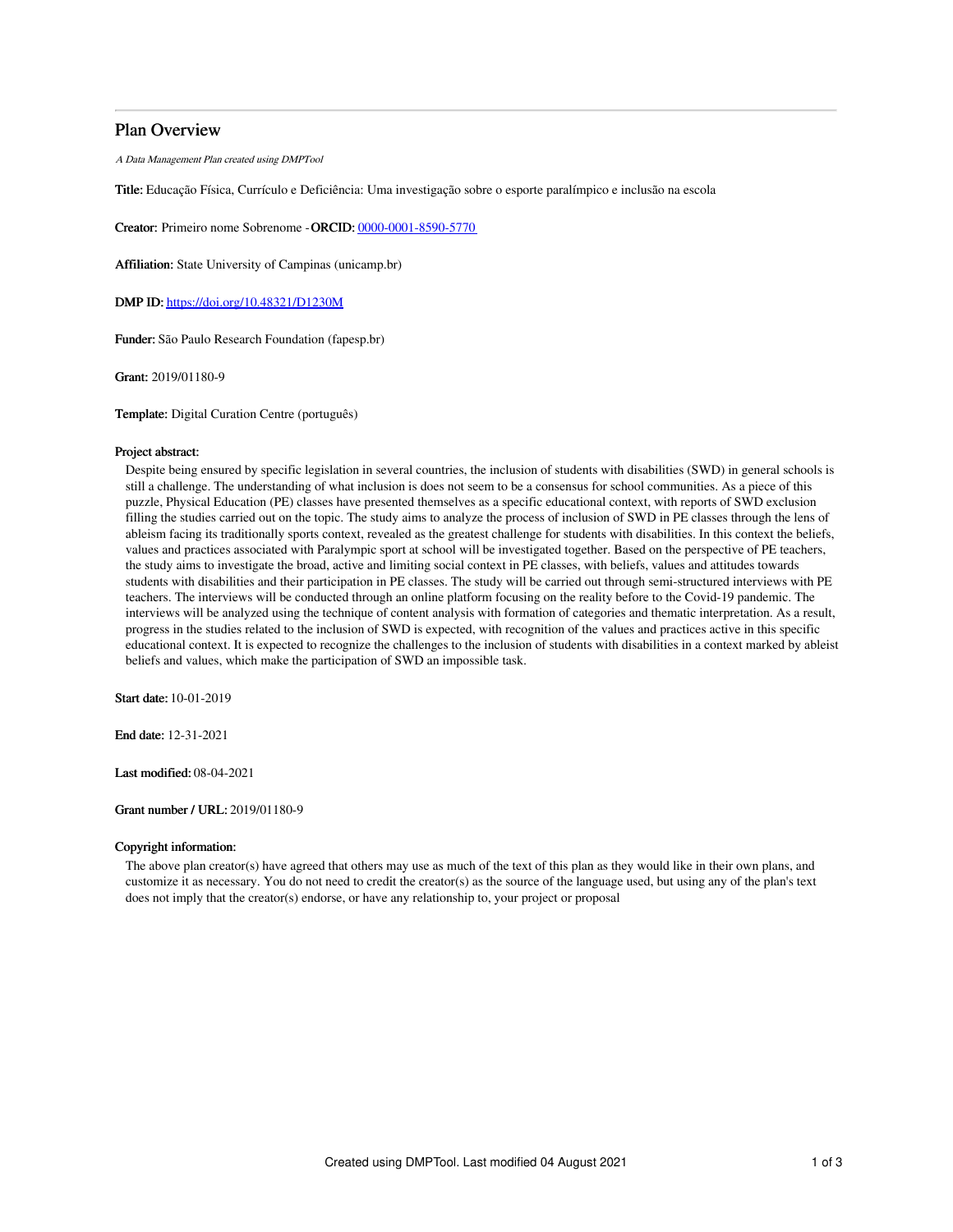# Plan Overview

*A Data Management Plan created using DMPTool*

**Title:** Educação Física, Currículo e Deficiência: Uma investigação sobre o esporte paralímpico e inclusão na escola

**Creator:** Primeiro nome Sobrenome -**ORCID:** [0000-0001-8590-5770](0000-0001-8590-5770)

**Affiliation:** State University of Campinas (unicamp.br)

**DMP ID:** [https://doi.org/10.48321/D1230M](https://doi.org/10.48321/D1230M)

**Funder:** São Paulo Research Foundation (fapesp.br)

**Grant:** 2019/01180-9

**Template:** Digital Curation Centre (português)

**Project abstract:**

Despite being ensured by specific legislation in several countries, the inclusion of students with disabilities (SWD) in general schools is still a challenge. The understanding of what inclusion is does not seem to be a consensus for school communities. As a piece of this puzzle, Physical Education (PE) classes have presented themselves as a specific educational context, with reports of SWD exclusion filling the studies carried out on the topic. The study aims to analyze the process of inclusion of SWD in PE classes through the lens of ableism facing its traditionally sports context, revealed as the greatest challenge for students with disabilities. In this context the beliefs, values and practices associated with Paralympic sport at school will be investigated together. Based on the perspective of PE teachers, the study aims to investigate the broad, active and limiting social context in PE classes, with beliefs, values and attitudes towards students with disabilities and their participation in PE classes. The study will be carried out through semi-structured interviews with PE teachers. The interviews will be conducted through an online platform focusing on the reality before to the Covid-19 pandemic. The interviews will be analyzed using the technique of content analysis with formation of categories and thematic interpretation. As a result, progress in the studies related to the inclusion of SWD is expected, with recognition of the values and practices active in this specific educational context. It is expected to recognize the challenges to the inclusion of students with disabilities in a context marked by ableist beliefs and values, which make the participation of SWD an impossible task.

**Start date:** 10-01-2019

**End date:** 12-31-2021

**Last modified:** 08-04-2021

**Grant number / URL:** 2019/01180-9

**Copyright information:**

The above plan creator(s) have agreed that others may use as much of the text of this plan as they would like in their own plans, and customize it as necessary. You do not need to credit the creator(s) as the source of the language used, but using any of the plan's text does not imply that the creator(s) endorse, or have any relationship to, your project or proposal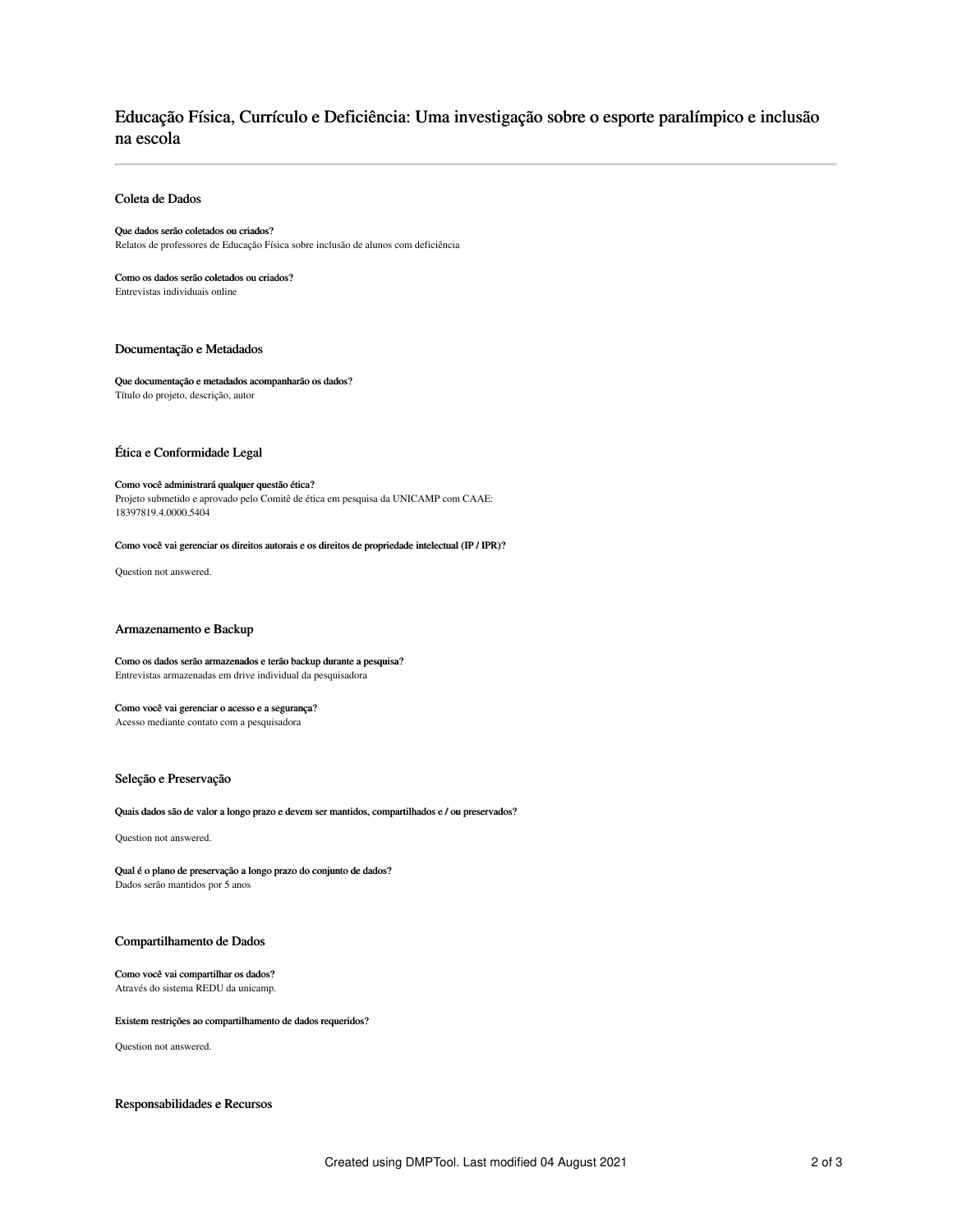# Educação Física, Currículo e Deficiência: Uma investigação sobre o esporte paralímpico e inclusão na escola

## Coleta de Dados

**Que dados serão coletados ou criados?**

Relatos de professores de Educação Física sobre inclusão de alunos com deficiência

**Como os dados serão coletados ou criados?**

Entrevistas individuais online

## Documentação e Metadados

**Que documentação e metadados acompanharão os dados?**

Título do projeto, descrição, autor

## Ética e Conformidade Legal

**Como você administrará qualquer questão ética?**

Projeto submetido e aprovado pelo Comitê de ética em pesquisa da UNICAMP com CAAE: 18397819.4.0000.5404

**Como você vai gerenciar os direitos autorais e os direitos de propriedade intelectual (IP / IPR)?**

Question not answered.

## Armazenamento e Backup

**Como os dados serão armazenados e terão backup durante a pesquisa?**

Entrevistas armazenadas em drive individual da pesquisadora

**Como você vai gerenciar o acesso e a segurança?**

Acesso mediante contato com a pesquisadora

## Seleção e Preservação

**Quais dados são de valor a longo prazo e devem ser mantidos, compartilhados e / ou preservados?**

Question not answered.

**Qual é o plano de preservação a longo prazo do conjunto de dados?**

Dados serão mantidos por 5 anos

## Compartilhamento de Dados

**Como você vai compartilhar os dados?**

Através do sistema REDU da unicamp.

**Existem restrições ao compartilhamento de dados requeridos?**

Question not answered.

## Responsabilidades e Recursos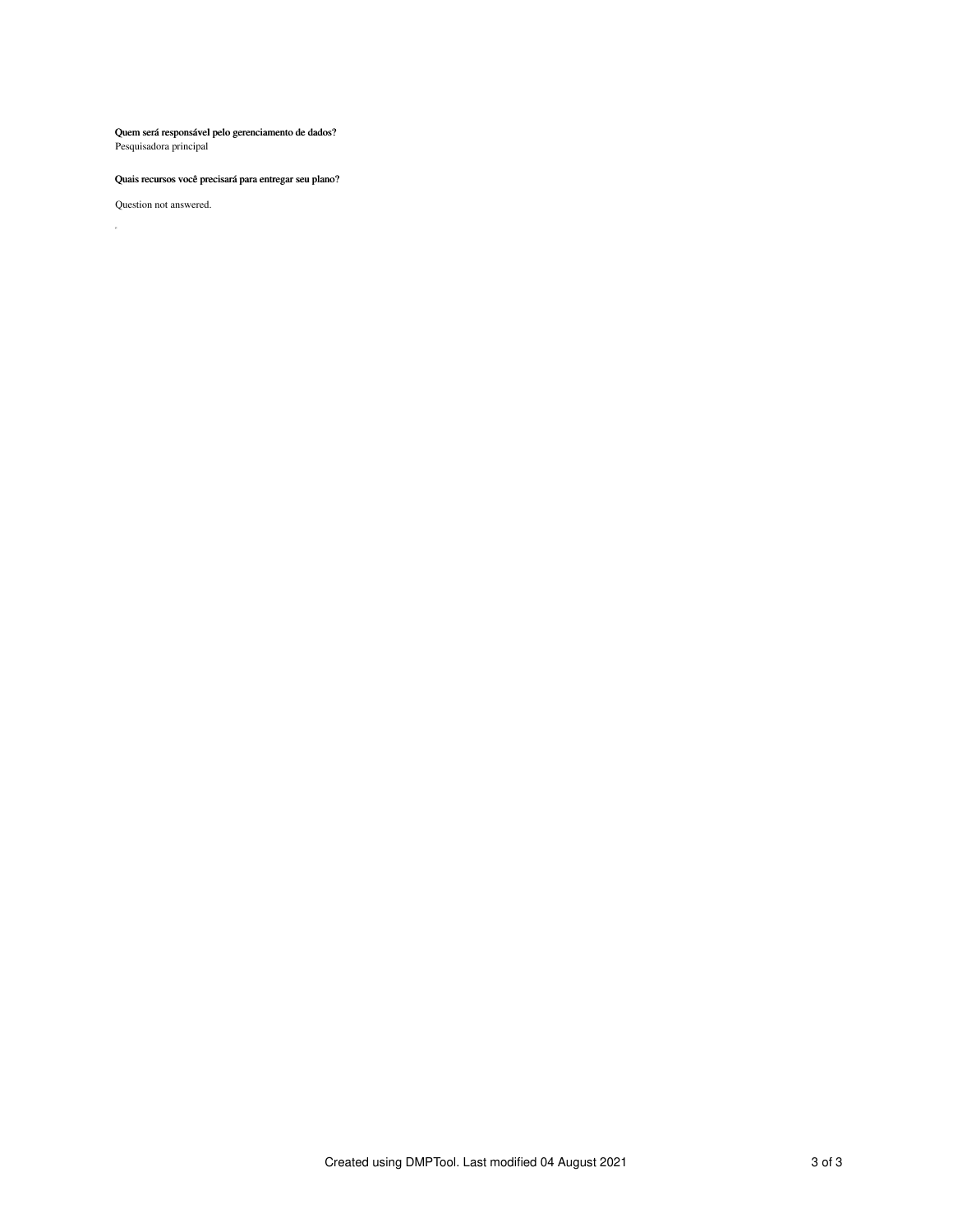**Quem será responsável pelo gerenciamento de dados?**
Pesquisadora principal

**Quais recursos você precisará para entregar seu plano?**

Question not answered.